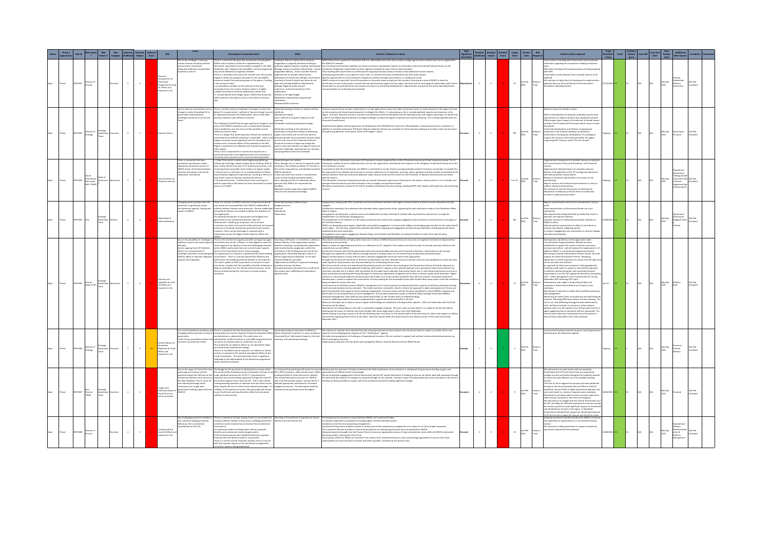| Status | Threat / opportunity | Risk ID | Risk Owner 1 | Risk Owner 2 | Risk Category | Inherent Likelihood | Inherent Impact | Inherent Score | Title | Cause | Description of Uncertain Event | Effect | Controls / Measures in place | Most Significant Risk Effect | Residual Likelihood | Residual Impact | Residual Score | Target Score | Review Date | Risk Response | Further actions required | Target Resolution Date | Trend | Previous Review Score | Issue Ref | Issue Date | Next Review Date | Additional Risk Impacts | Escalation | Comments |
|---|---|---|---|---|---|---|---|---|---|---|---|---|---|---|---|---|---|---|---|---|---|---|---|---|---|---|---|---|---|---|
| Open | Threat | WMCA001 | Director of Finance | | Financial | 5 | 5 | 25 | Financial Assumptions for Investment Programme & Covid 19 effects and response to risk | Due to the challenge in securing income streams caused by political and economic uncertainty along with additional uncertainties caused by Covid 19 | | | | Reputational | 5 | 5 | 25 | 20 | Jan/Feb 2022 | Reduce / Treat | | 01/11/2022 | ↔ | 25 | N/A | N/A | Mar/Apr 2022 | Political Stakeholder Delivery Operations | N/A Not Escalated | |
| Open | Threat | WMCA002 | Director of Strategy | Strategic Leadership Team | Economic | 5 | 5 | 25 | External Factors | Due to external uncertainties such as changes in policy from global, EU or government level and the economic challenges created by Covid 19 and Brexit | | | | Economic | 5 | 5 | 25 | TBC | Jan/Feb 2022 | Reduce / Treat | | Ongoing | ↔ | 25 | N/A | N/A | Mar/Apr 2022 | Operational Financial | N/A Not Escalated | |
| Open | Threat | WMCA003 | Senior Information Risk owner (AED, TfWM) | Head of Governance | Operations | 4 | 5 | 20 | Data Protection & Protective Security | There is a potential that data protection requirements and/or appropriate protective security of WMCA assets, information/systems, premises and people, may not be adequately maintained. | | | | Financial | 4 | 4 | 16 | 9 to 12 | Jan/Feb 2022 | Reduce / Treat | | Ongoing | ↔ | 16 | N/A | N/A | Mar/Apr 2022 | Reputation/ Operations/ Colleague/Staff/ Customer/Client/ Partner/ Regulatory/Legal/Governance | N/A Not Escalated | |
| Open | Threat | WMCA004 | CEO | Strategic Leadership Team | Political | 5 | 4 | 20 | Stakeholder & Political Relations | Changing national politics have the potential to significantly impact the devolution agenda, funding and powers of WMCA. | | | | Financial | 4 | 4 | 16 | TBC | Jan/Feb 2022 | Reduce / Treat | | 01/08/2022 | ↔ | 16 | N/A | N/A | Mar/Apr 2022 | Operational Governance Budget/Funding Political | N/A Not Escalated | |
| Open | Threat | WMCA005 | Interim Head of HR | Strategic Leadership Team | Operations | 5 | 4 | 20 | Capacity and Capability & Covid 19 effects and response to risk | Due to the possibility of challenges in staffing structures and resourcing and skill gaps | | | | Operations | 4 | 4 | 16 | 12 | Jan/Feb 2022 | Reduce / Treat | | Apr-22 | ↔ | 16 | N/A | N/A | Mar/Apr 2022 | Delivery Staff | N/A Not Escalated | |
| Open | Threat | WMCA006 | Director of Strategy | Strategic Leadership Team | Economic | 2 | 5 | 10 | Overall Delivery of Devolution Objectives & Covid 19 effects and response to risk | As a result of political uncertainty and the political priorities of central government and Covid 19 may exacerbate political and economic uncertainties further. | | | | Strategic | 1 | 4 | 4 | 4 | Jan/Feb 2022 | Reduce / Treat | | Ongoing | ↔ | 4 | N/A | N/A | Mar/Apr 2022 | Economic Political Delivery | N/A Not Escalated | |
| Open | Threat | WMCA007 | Exec Director TfWM | Strategic Leadership Team | Economic | 4 | 5 | 20 | Longer term economic impact of Covid 19 on bus service provision | Due to the impact of Covid 19 on bus patronage and revenue and the potential impact this will have on the commercial stability of bus services in the West Midlands | | | | Economic | 4 | 4 | 16 | 9 | Jan/Feb 2022 | Reduce / Treat | | 30/04/2022 | ↔ | 16 | N/A | N/A | Mar/Apr 2022 | Financial | N/A Not Escalated | |
| Open | Threat | WMCA008 | Director of Finance | | Financial | 4 | 5 | 20 | Commerciality & Covid 19 effects and response to risk | Due to challenging economic conditions and potential changing market behaviour, this is potentially exacerbated by Covid 19. | | | | Financial | 4 | 4 | 16 | 10 | Jan/Feb 2022 | Reduce / Treat | | 01/08/2022 | ↔ | 15 | N/A | N/A | Mar/Apr 2022 | Reputational Delivery Benefits/Realisation & Partners Management | N/A Not Escalated | |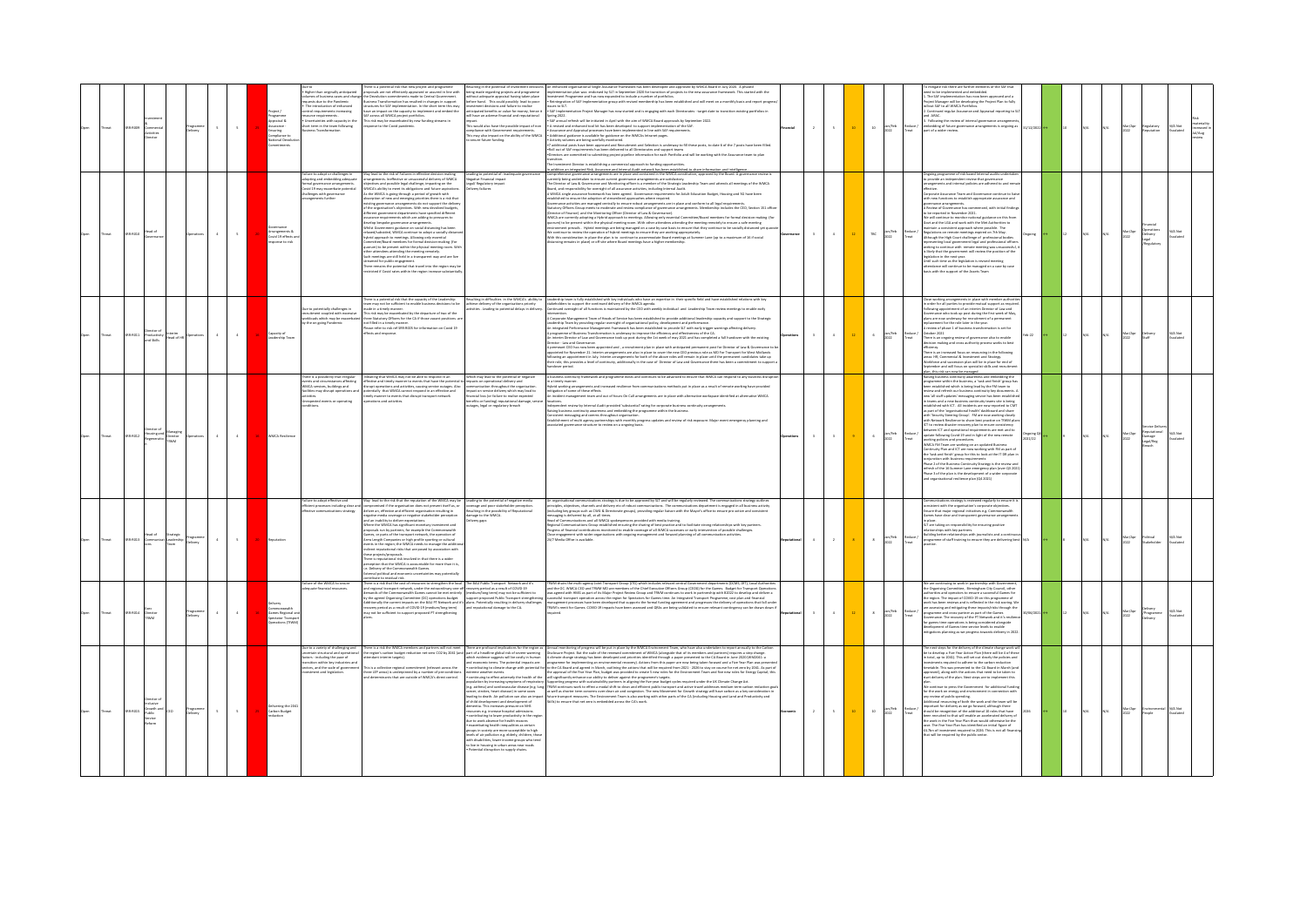| Status | Type | Ref | Risk Owner | Risk Manager | Category | Inherent Impact | Inherent Likelihood | Risk Title | Current Risk Category | Impact | Likelihood | Score | Target | Last Review | Treatment | Target Date | Trend | Residual | | | Next Review | Consequence Areas | Escalation | Comments |
|---|---|---|---|---|---|---|---|---|---|---|---|---|---|---|---|---|---|---|---|---|---|---|---|---|
| Open | Threat | WMR009 | Investment & Commercial Activities Director | | Programme Delivery | 5 | 5 | Project / Programme Approval & Assurance: Ensuring Compliance to National Devolution Commitments | Financial | 2 | 5 | 10 | 10 | Jan/Feb 2022 | Reduce / Treat | 31/12/2022 | ↔ | 10 | N/A | N/A | Mar/Apr 2022 | Regulatory Reputation | N/A Not Escalated | Risk materialising |
| Open | Threat | WMR010 | Head of Governance | | Operations | 4 | 4 | Governance Arrangements & Covid 19 effects and response to risk | Governance | 3 | 4 | 12 | TBC | Jan/Feb 2022 | Reduce / Treat | Ongoing | ↔ | 12 | N/A | N/A | Mar/Apr 2022 | Financial Operations Delivery Legal /Regulatory | N/A Not Escalated | |
| Open | Threat | WMR011 | Director of Productivity and Skills | Interim Head of HR | Operations | 4 | 4 | Capacity of Leadership Team | Operations | 3 | 4 | 12 | | Jan/Feb 2022 | Reduce / Treat | Feb 22 | ↔ | 12 | N/A | N/A | Mar/Apr 2022 | Delivery Staff | N/A Not Escalated | |
| Open | Threat | WMR012 | Director of Housing and Regeneration | Managing Director TfWM | Operations | 4 | 4 | WMCA Resilience | Operations | 3 | 3 | 9 | | Jan/Feb 2022 | Reduce / Treat | Ongoing Q4 2021/22 | ↔ | 9 | N/A | N/A | Mar/Apr 2022 | Service Delivery Reputational Damage Legal/Reg Breach | N/A Not Escalated | |
| Open | Threat | WMR013 | Head of Communications | Strategic Leadership Team | Programme Delivery | 4 | 4 | Reputation | Reputational | 4 | 2 | 8 | | Jan/Feb 2022 | Reduce / Treat | N/A | ↔ | 8 | N/A | N/A | Mar/Apr 2022 | Political Stakeholder | N/A Not Escalated | |
| Open | Threat | WMR014 | Exec Director TfWM | | Programme Delivery | 4 | 4 | Delivery Commonwealth Games Regional and Spectator Transport Operations (TfWM) | Reputational | 3 | 4 | 12 | | Jan/Feb 2022 | Reduce / Treat | 30/06/2022 | ↔ | 12 | N/A | N/A | Mar/Apr 2022 | Delivery / Programme Delivery | N/A Not Escalated | |
| Open | Threat | WMR015 | Director of Inclusive Growth and Public Service Reform | CEO | Programme Delivery | 5 | 5 | Delivering the 2041 Carbon Budget Reductions | Economic | 2 | 5 | 10 | | Jan/Feb 2022 | Reduce / Treat | 2026 | ↔ | 10 | N/A | N/A | Mar/Apr 2022 | Environmental People | N/A Not Escalated | |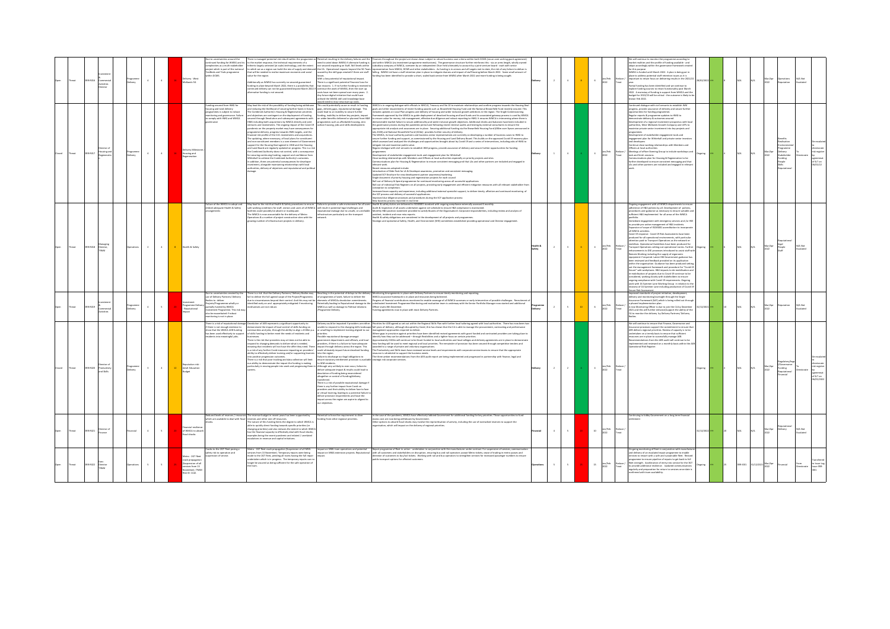| Status | Type | Ref | Owner | Category | L | I | Score | Risk Title | Category | L | I | Score | Target | Review | Response | Date | Status | Escalation |
|---|---|---|---|---|---|---|---|---|---|---|---|---|---|---|---|---|---|---|
| Open | Threat | SRR-R016 | Investment & Commercial Activities Director | Programme Delivery | 4 | 4 | 16 | Delivery - West Midlands 5G | Delivery | 2 | 4 | 8 | 6 | Jan/Feb 2022 | Reduce / Treat | 28/02/2022 | Mar/Apr 2022 | N/A Not Escalated |
| Closed | Threat | SRR-R017 | Director of Housing and Regeneration | Programme Delivery | 3 | 4 | 12 | Delivery Milestones Housing and Regeneration | Delivery | 1 | 4 | 4 | 4 | Jan/Feb 2022 | Reduce / Treat | Ongoing | Mar/Apr 2022 | De-escalated |
| Open | Threat | SRR-R018 | Managing Director TfWM | Operations | 2 | 4 | 8 | Health & Safety | Health & Safety | 2 | 5 | 10 | 6 | Jan/Feb 2022 | Reduce / Treat | Ongoing | Mar/Apr 2022 | N/A Not Escalated |
| Open | Threat | SRR-R019 | Investment & Commercial Activities | Programme Delivery | 4 | 5 | 20 | Investment Programme Delivery - Reputational Impact | Programme Delivery | 2 | 5 | 10 | 8 | Jan/Feb 2022 | Reduce / Treat | 31/12/2021 | Mar/Apr 2022 | N/A Not Escalated |
| Closed | Threat | SRR-R020 | Director of Productivity and Skills | Programme Delivery | 3 | 4 | 12 | Reputation risk Adult Education Budget | Delivery | 2 | 2 | 4 | 4 | Jan/Feb 2022 | Reduce / Treat | Ongoing | Mar/Apr 2022 | De-escalated |
| Open | Threat | SRR-R021 | Director of Finance | Financial | 4 | 5 | 20 | Financial resilience of WMCA to absorb fiscal shocks | Financial | 4 | 5 | 20 | 10 | Jan/Feb 2022 | Reduce / Treat | 31/12/2021 | Mar/Apr 2022 | N/A Not Escalated |
| Open | Threat | SRR-R022 | Exec Director TfWM | Operations | 5 | 5 | 25 | Metro - 107 fleet crack propagation (Suspension of all services from 13 November) - TfWM Risk ID: 1142 | Operations | 5 | 5 | 25 | 15 | Jan/Feb 2022 | Reduce / Treat | Ongoing | Mar/Apr 2022 | Transferred to issue log, issue SRR-I001 |